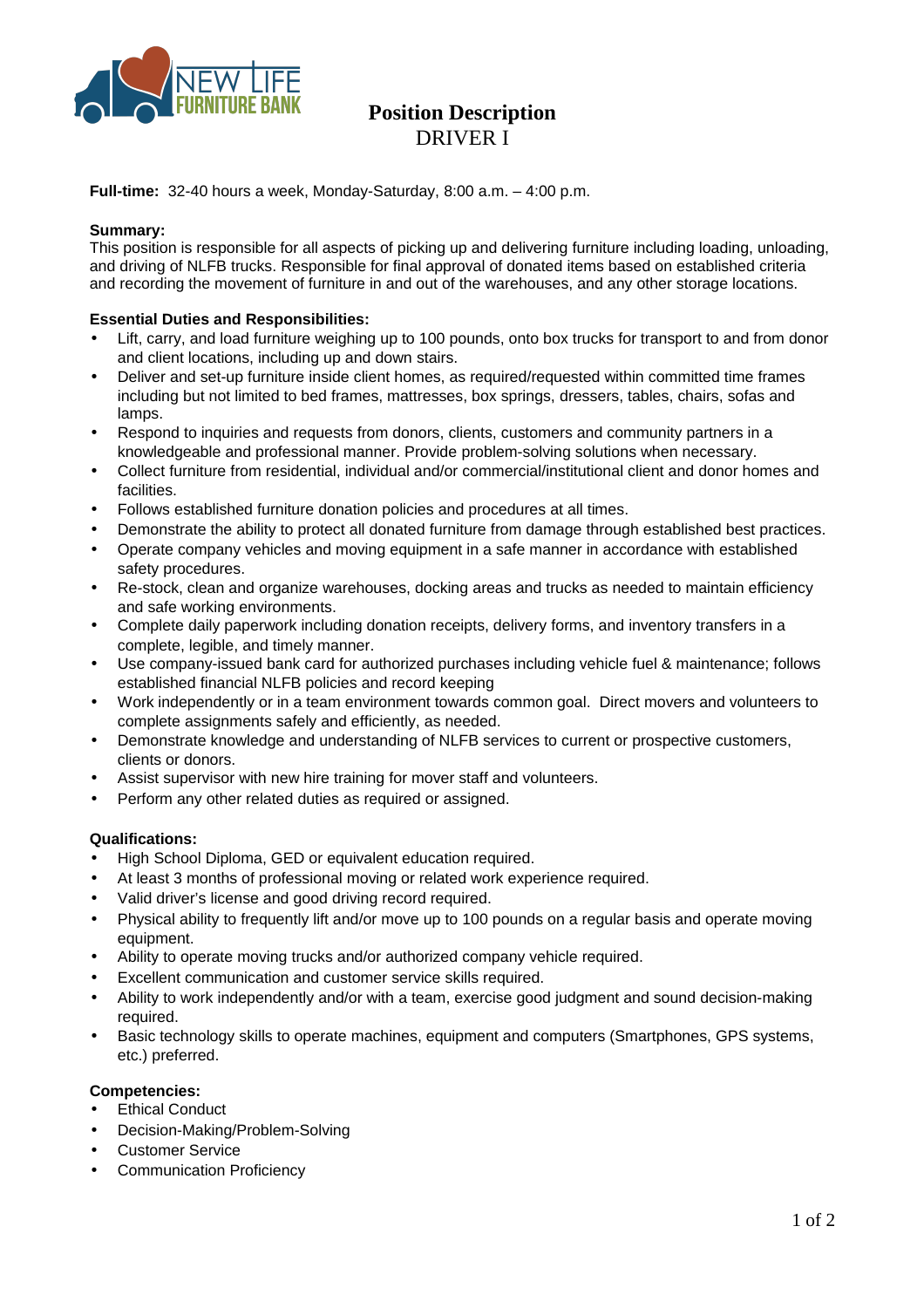NEW LIFE FURNITURE BANK

# Position Description
## DRIVER I

**Full-time:** 32-40 hours a week, Monday-Saturday, 8:00 a.m. – 4:00 p.m.

**Summary:**
This position is responsible for all aspects of picking up and delivering furniture including loading, unloading, and driving of NLFB trucks. Responsible for final approval of donated items based on established criteria and recording the movement of furniture in and out of the warehouses, and any other storage locations.

**Essential Duties and Responsibilities:**

- Lift, carry, and load furniture weighing up to 100 pounds, onto box trucks for transport to and from donor and client locations, including up and down stairs.
- Deliver and set-up furniture inside client homes, as required/requested within committed time frames including but not limited to bed frames, mattresses, box springs, dressers, tables, chairs, sofas and lamps.
- Respond to inquiries and requests from donors, clients, customers and community partners in a knowledgeable and professional manner. Provide problem-solving solutions when necessary.
- Collect furniture from residential, individual and/or commercial/institutional client and donor homes and facilities.
- Follows established furniture donation policies and procedures at all times.
- Demonstrate the ability to protect all donated furniture from damage through established best practices.
- Operate company vehicles and moving equipment in a safe manner in accordance with established safety procedures.
- Re-stock, clean and organize warehouses, docking areas and trucks as needed to maintain efficiency and safe working environments.
- Complete daily paperwork including donation receipts, delivery forms, and inventory transfers in a complete, legible, and timely manner.
- Use company-issued bank card for authorized purchases including vehicle fuel & maintenance; follows established financial NLFB policies and record keeping
- Work independently or in a team environment towards common goal. Direct movers and volunteers to complete assignments safely and efficiently, as needed.
- Demonstrate knowledge and understanding of NLFB services to current or prospective customers, clients or donors.
- Assist supervisor with new hire training for mover staff and volunteers.
- Perform any other related duties as required or assigned.

**Qualifications:**

- High School Diploma, GED or equivalent education required.
- At least 3 months of professional moving or related work experience required.
- Valid driver's license and good driving record required.
- Physical ability to frequently lift and/or move up to 100 pounds on a regular basis and operate moving equipment.
- Ability to operate moving trucks and/or authorized company vehicle required.
- Excellent communication and customer service skills required.
- Ability to work independently and/or with a team, exercise good judgment and sound decision-making required.
- Basic technology skills to operate machines, equipment and computers (Smartphones, GPS systems, etc.) preferred.

**Competencies:**

- Ethical Conduct
- Decision-Making/Problem-Solving
- Customer Service
- Communication Proficiency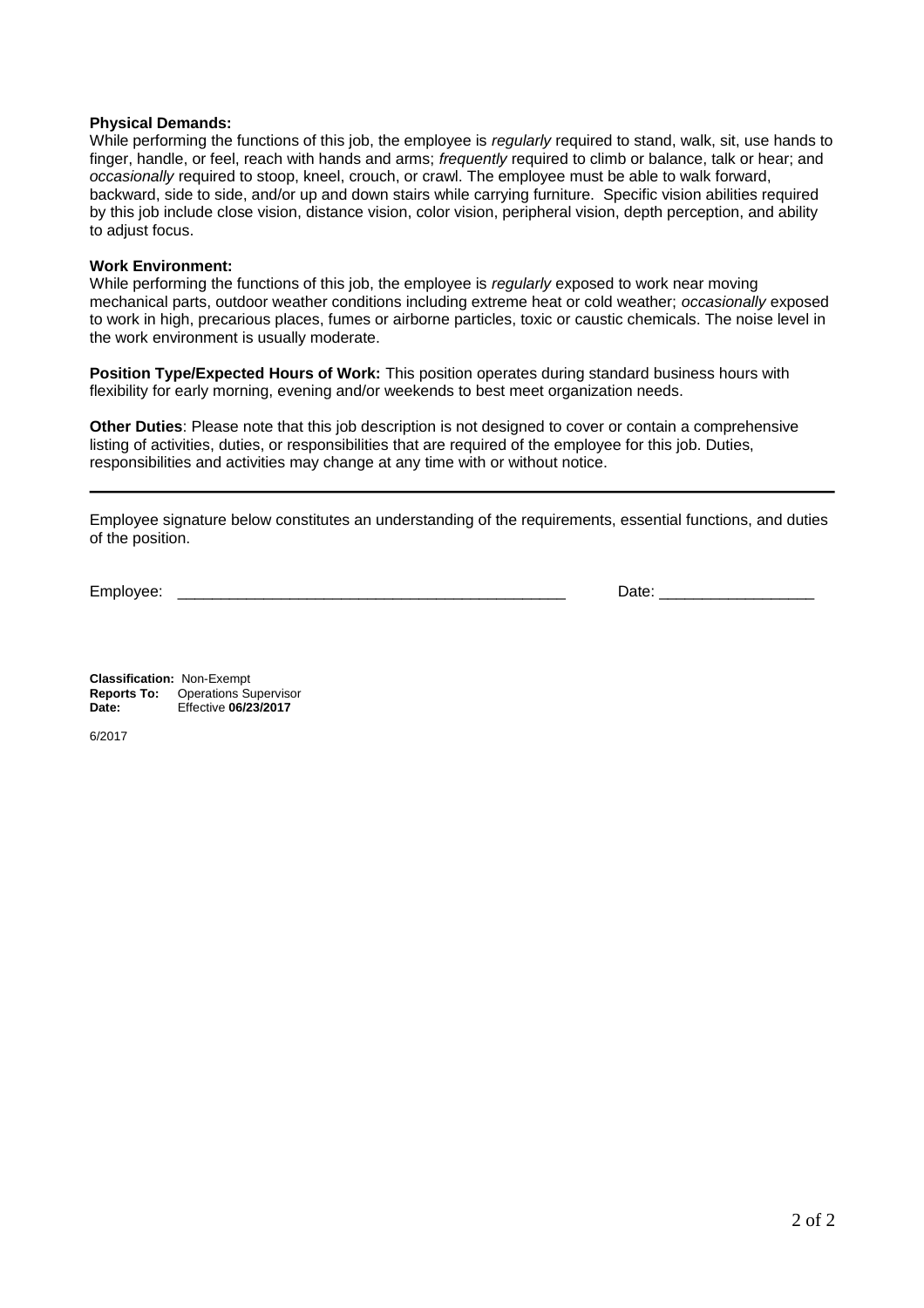**Physical Demands:**
While performing the functions of this job, the employee is *regularly* required to stand, walk, sit, use hands to finger, handle, or feel, reach with hands and arms; *frequently* required to climb or balance, talk or hear; and *occasionally* required to stoop, kneel, crouch, or crawl. The employee must be able to walk forward, backward, side to side, and/or up and down stairs while carrying furniture.  Specific vision abilities required by this job include close vision, distance vision, color vision, peripheral vision, depth perception, and ability to adjust focus.

**Work Environment:**
While performing the functions of this job, the employee is *regularly* exposed to work near moving mechanical parts, outdoor weather conditions including extreme heat or cold weather; *occasionally* exposed to work in high, precarious places, fumes or airborne particles, toxic or caustic chemicals. The noise level in the work environment is usually moderate.

**Position Type/Expected Hours of Work:** This position operates during standard business hours with flexibility for early morning, evening and/or weekends to best meet organization needs.

**Other Duties**: Please note that this job description is not designed to cover or contain a comprehensive listing of activities, duties, or responsibilities that are required of the employee for this job. Duties, responsibilities and activities may change at any time with or without notice.

---

Employee signature below constitutes an understanding of the requirements, essential functions, and duties of the position.

Employee: ______________________________________________ Date: __________________

**Classification:** Non-Exempt
**Reports To:** Operations Supervisor
**Date:** Effective **06/23/2017**

6/2017